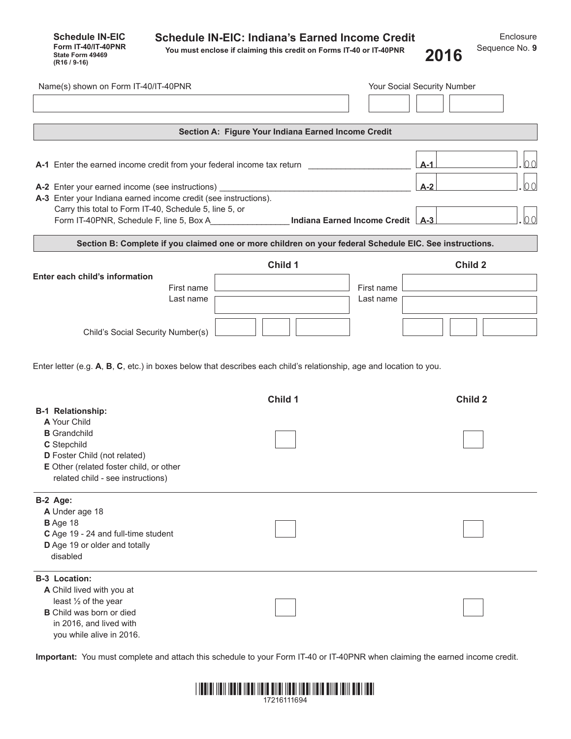**Schedule IN-EIC**
**Form IT-40/IT-40PNR**
**State Form 49469**
**(R16 / 9-16)**

# Schedule IN-EIC: Indiana's Earned Income Credit

**You must enclose if claiming this credit on Forms IT-40 or IT-40PNR**

**2016**

Enclosure Sequence No. **9**

Name(s) shown on Form IT-40/IT-40PNR

Your Social Security Number

## Section A: Figure Your Indiana Earned Income Credit

**A-1** Enter the earned income credit from your federal income tax return ______________________ **A-1** ________ .00

**A-2** Enter your earned income (see instructions) ________________________________________ **A-2** ________ .00

**A-3** Enter your Indiana earned income credit (see instructions).
Carry this total to Form IT-40, Schedule 5, line 5, or
Form IT-40PNR, Schedule F, line 5, Box A________________ **Indiana Earned Income Credit** **A-3** ________ .00

## Section B: Complete if you claimed one or more children on your federal Schedule EIC. See instructions.

| **Enter each child's information** | **Child 1** | **Child 2** |
|---|---|---|
| First name | | |
| Last name | | |
| Child's Social Security Number(s) | | |

Enter letter (e.g. **A**, **B**, **C**, etc.) in boxes below that describes each child's relationship, age and location to you.

| | **Child 1** | **Child 2** |
|---|---|---|
| **B-1 Relationship:**<br>**A** Your Child<br>**B** Grandchild<br>**C** Stepchild<br>**D** Foster Child (not related)<br>**E** Other (related foster child, or other related child - see instructions) | | |
| **B-2 Age:**<br>**A** Under age 18<br>**B** Age 18<br>**C** Age 19 - 24 and full-time student<br>**D** Age 19 or older and totally disabled | | |
| **B-3 Location:**<br>**A** Child lived with you at least ½ of the year<br>**B** Child was born or died in 2016, and lived with you while alive in 2016. | | |

**Important:** You must complete and attach this schedule to your Form IT-40 or IT-40PNR when claiming the earned income credit.

17216111694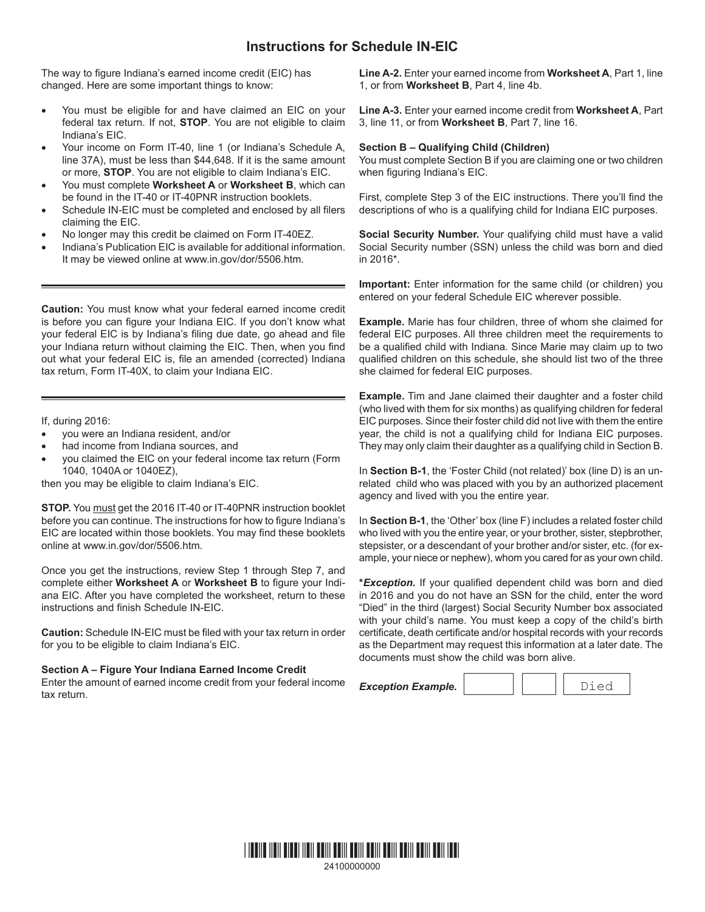# Instructions for Schedule IN-EIC

The way to figure Indiana's earned income credit (EIC) has changed. Here are some important things to know:

- You must be eligible for and have claimed an EIC on your federal tax return. If not, **STOP**. You are not eligible to claim Indiana's EIC.
- Your income on Form IT-40, line 1 (or Indiana's Schedule A, line 37A), must be less than $44,648. If it is the same amount or more, **STOP**. You are not eligible to claim Indiana's EIC.
- You must complete **Worksheet A** or **Worksheet B**, which can be found in the IT-40 or IT-40PNR instruction booklets.
- Schedule IN-EIC must be completed and enclosed by all filers claiming the EIC.
- No longer may this credit be claimed on Form IT-40EZ.
- Indiana's Publication EIC is available for additional information. It may be viewed online at www.in.gov/dor/5506.htm.

---

**Caution:** You must know what your federal earned income credit is before you can figure your Indiana EIC. If you don't know what your federal EIC is by Indiana's filing due date, go ahead and file your Indiana return without claiming the EIC. Then, when you find out what your federal EIC is, file an amended (corrected) Indiana tax return, Form IT-40X, to claim your Indiana EIC.

---

If, during 2016:

- you were an Indiana resident, and/or
- had income from Indiana sources, and
- you claimed the EIC on your federal income tax return (Form 1040, 1040A or 1040EZ),

then you may be eligible to claim Indiana's EIC.

**STOP.** You must get the 2016 IT-40 or IT-40PNR instruction booklet before you can continue. The instructions for how to figure Indiana's EIC are located within those booklets. You may find these booklets online at www.in.gov/dor/5506.htm.

Once you get the instructions, review Step 1 through Step 7, and complete either **Worksheet A** or **Worksheet B** to figure your Indiana EIC. After you have completed the worksheet, return to these instructions and finish Schedule IN-EIC.

**Caution:** Schedule IN-EIC must be filed with your tax return in order for you to be eligible to claim Indiana's EIC.

**Section A – Figure Your Indiana Earned Income Credit**

Enter the amount of earned income credit from your federal income tax return.

**Line A-2.** Enter your earned income from **Worksheet A**, Part 1, line 1, or from **Worksheet B**, Part 4, line 4b.

**Line A-3.** Enter your earned income credit from **Worksheet A**, Part 3, line 11, or from **Worksheet B**, Part 7, line 16.

**Section B – Qualifying Child (Children)**

You must complete Section B if you are claiming one or two children when figuring Indiana's EIC.

First, complete Step 3 of the EIC instructions. There you'll find the descriptions of who is a qualifying child for Indiana EIC purposes.

**Social Security Number.** Your qualifying child must have a valid Social Security number (SSN) unless the child was born and died in 2016*.

**Important:** Enter information for the same child (or children) you entered on your federal Schedule EIC wherever possible.

**Example.** Marie has four children, three of whom she claimed for federal EIC purposes. All three children meet the requirements to be a qualified child with Indiana. Since Marie may claim up to two qualified children on this schedule, she should list two of the three she claimed for federal EIC purposes.

**Example.** Tim and Jane claimed their daughter and a foster child (who lived with them for six months) as qualifying children for federal EIC purposes. Since their foster child did not live with them the entire year, the child is not a qualifying child for Indiana EIC purposes. They may only claim their daughter as a qualifying child in Section B.

In **Section B-1**, the 'Foster Child (not related)' box (line D) is an unrelated child who was placed with you by an authorized placement agency and lived with you the entire year.

In **Section B-1**, the 'Other' box (line F) includes a related foster child who lived with you the entire year, or your brother, sister, stepbrother, stepsister, or a descendant of your brother and/or sister, etc. (for example, your niece or nephew), whom you cared for as your own child.

***Exception.*** If your qualified dependent child was born and died in 2016 and you do not have an SSN for the child, enter the word "Died" in the third (largest) Social Security Number box associated with your child's name. You must keep a copy of the child's birth certificate, death certificate and/or hospital records with your records as the Department may request this information at a later date. The documents must show the child was born alive.

***Exception Example.***

| | | |
|---|---|---|
| | | Died |

24100000000